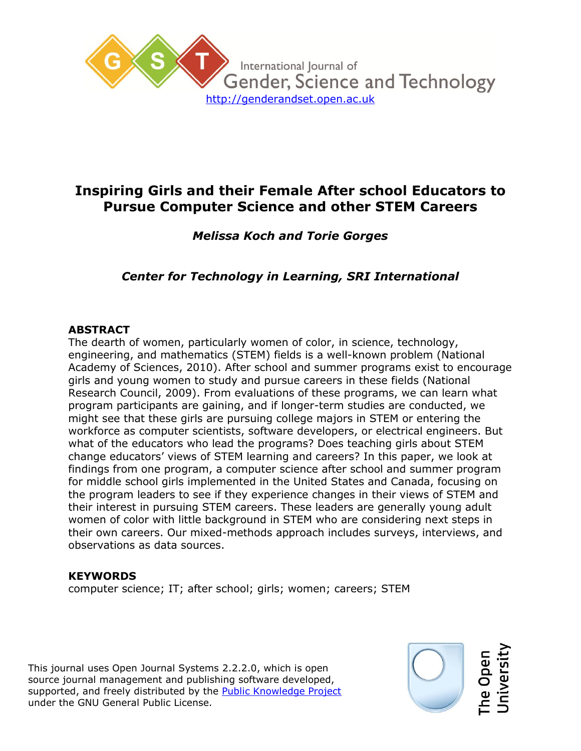International Journal of Gender, Science and Technology

http://genderandset.open.ac.uk

# Inspiring Girls and their Female After school Educators to Pursue Computer Science and other STEM Careers

***Melissa Koch and Torie Gorges***

***Center for Technology in Learning, SRI International***

## ABSTRACT

The dearth of women, particularly women of color, in science, technology, engineering, and mathematics (STEM) fields is a well-known problem (National Academy of Sciences, 2010). After school and summer programs exist to encourage girls and young women to study and pursue careers in these fields (National Research Council, 2009). From evaluations of these programs, we can learn what program participants are gaining, and if longer-term studies are conducted, we might see that these girls are pursuing college majors in STEM or entering the workforce as computer scientists, software developers, or electrical engineers. But what of the educators who lead the programs? Does teaching girls about STEM change educators' views of STEM learning and careers? In this paper, we look at findings from one program, a computer science after school and summer program for middle school girls implemented in the United States and Canada, focusing on the program leaders to see if they experience changes in their views of STEM and their interest in pursuing STEM careers. These leaders are generally young adult women of color with little background in STEM who are considering next steps in their own careers. Our mixed-methods approach includes surveys, interviews, and observations as data sources.

## KEYWORDS

computer science; IT; after school; girls; women; careers; STEM

This journal uses Open Journal Systems 2.2.2.0, which is open source journal management and publishing software developed, supported, and freely distributed by the Public Knowledge Project under the GNU General Public License.

The Open University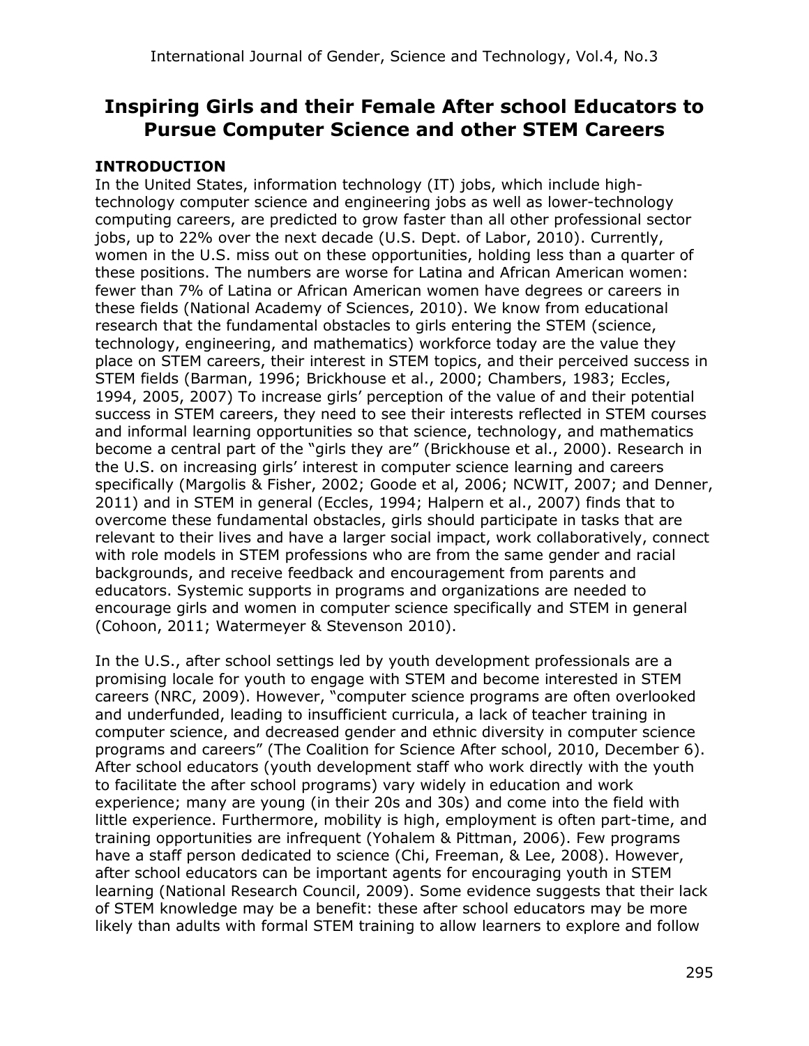# Inspiring Girls and their Female After school Educators to Pursue Computer Science and other STEM Careers

## INTRODUCTION

In the United States, information technology (IT) jobs, which include high-technology computer science and engineering jobs as well as lower-technology computing careers, are predicted to grow faster than all other professional sector jobs, up to 22% over the next decade (U.S. Dept. of Labor, 2010). Currently, women in the U.S. miss out on these opportunities, holding less than a quarter of these positions. The numbers are worse for Latina and African American women: fewer than 7% of Latina or African American women have degrees or careers in these fields (National Academy of Sciences, 2010). We know from educational research that the fundamental obstacles to girls entering the STEM (science, technology, engineering, and mathematics) workforce today are the value they place on STEM careers, their interest in STEM topics, and their perceived success in STEM fields (Barman, 1996; Brickhouse et al., 2000; Chambers, 1983; Eccles, 1994, 2005, 2007) To increase girls' perception of the value of and their potential success in STEM careers, they need to see their interests reflected in STEM courses and informal learning opportunities so that science, technology, and mathematics become a central part of the "girls they are" (Brickhouse et al., 2000). Research in the U.S. on increasing girls' interest in computer science learning and careers specifically (Margolis & Fisher, 2002; Goode et al, 2006; NCWIT, 2007; and Denner, 2011) and in STEM in general (Eccles, 1994; Halpern et al., 2007) finds that to overcome these fundamental obstacles, girls should participate in tasks that are relevant to their lives and have a larger social impact, work collaboratively, connect with role models in STEM professions who are from the same gender and racial backgrounds, and receive feedback and encouragement from parents and educators. Systemic supports in programs and organizations are needed to encourage girls and women in computer science specifically and STEM in general (Cohoon, 2011; Watermeyer & Stevenson 2010).

In the U.S., after school settings led by youth development professionals are a promising locale for youth to engage with STEM and become interested in STEM careers (NRC, 2009). However, "computer science programs are often overlooked and underfunded, leading to insufficient curricula, a lack of teacher training in computer science, and decreased gender and ethnic diversity in computer science programs and careers" (The Coalition for Science After school, 2010, December 6). After school educators (youth development staff who work directly with the youth to facilitate the after school programs) vary widely in education and work experience; many are young (in their 20s and 30s) and come into the field with little experience. Furthermore, mobility is high, employment is often part-time, and training opportunities are infrequent (Yohalem & Pittman, 2006). Few programs have a staff person dedicated to science (Chi, Freeman, & Lee, 2008). However, after school educators can be important agents for encouraging youth in STEM learning (National Research Council, 2009). Some evidence suggests that their lack of STEM knowledge may be a benefit: these after school educators may be more likely than adults with formal STEM training to allow learners to explore and follow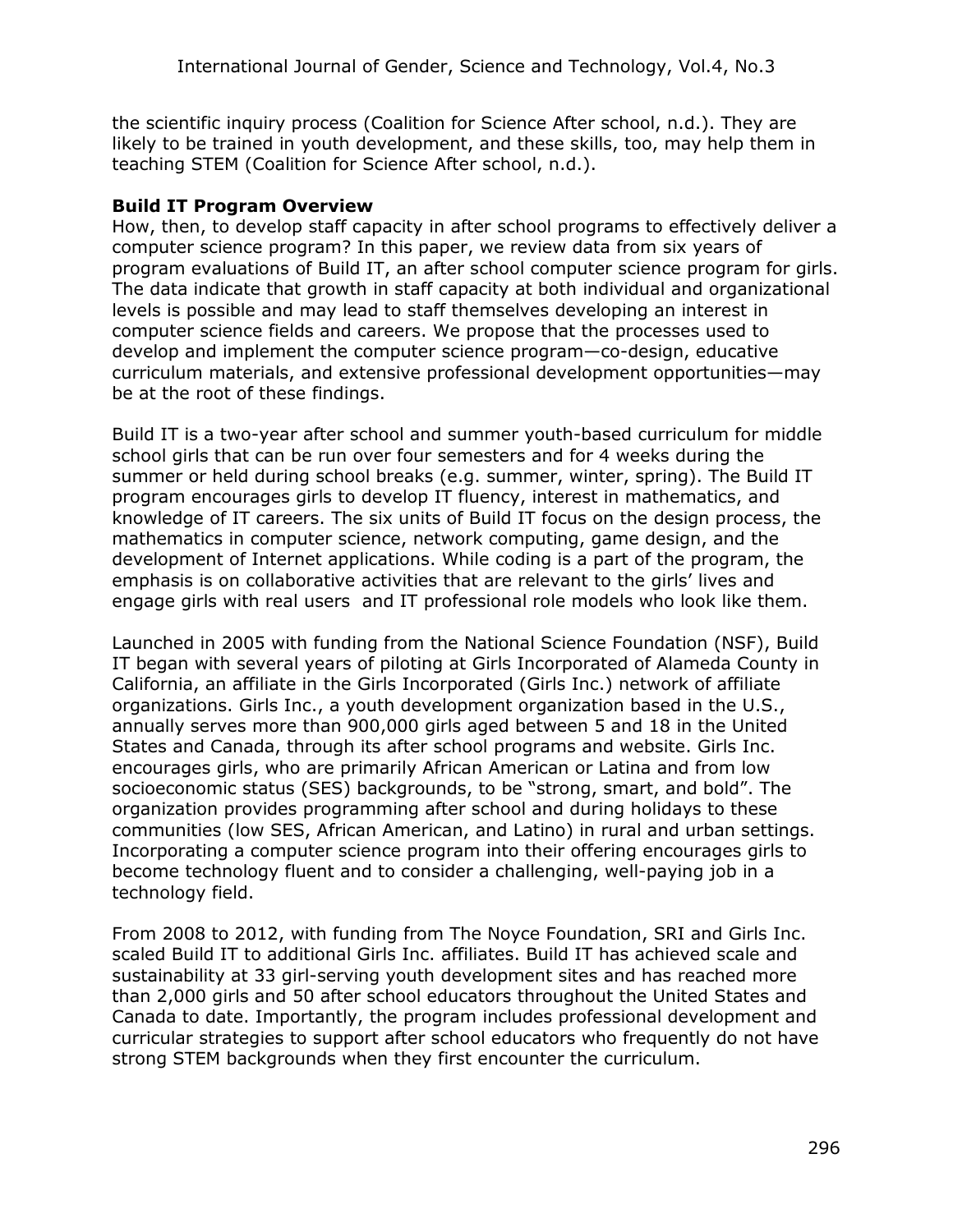the scientific inquiry process (Coalition for Science After school, n.d.). They are likely to be trained in youth development, and these skills, too, may help them in teaching STEM (Coalition for Science After school, n.d.).

**Build IT Program Overview**

How, then, to develop staff capacity in after school programs to effectively deliver a computer science program? In this paper, we review data from six years of program evaluations of Build IT, an after school computer science program for girls. The data indicate that growth in staff capacity at both individual and organizational levels is possible and may lead to staff themselves developing an interest in computer science fields and careers. We propose that the processes used to develop and implement the computer science program—co-design, educative curriculum materials, and extensive professional development opportunities—may be at the root of these findings.

Build IT is a two-year after school and summer youth-based curriculum for middle school girls that can be run over four semesters and for 4 weeks during the summer or held during school breaks (e.g. summer, winter, spring). The Build IT program encourages girls to develop IT fluency, interest in mathematics, and knowledge of IT careers. The six units of Build IT focus on the design process, the mathematics in computer science, network computing, game design, and the development of Internet applications. While coding is a part of the program, the emphasis is on collaborative activities that are relevant to the girls' lives and engage girls with real users and IT professional role models who look like them.

Launched in 2005 with funding from the National Science Foundation (NSF), Build IT began with several years of piloting at Girls Incorporated of Alameda County in California, an affiliate in the Girls Incorporated (Girls Inc.) network of affiliate organizations. Girls Inc., a youth development organization based in the U.S., annually serves more than 900,000 girls aged between 5 and 18 in the United States and Canada, through its after school programs and website. Girls Inc. encourages girls, who are primarily African American or Latina and from low socioeconomic status (SES) backgrounds, to be "strong, smart, and bold". The organization provides programming after school and during holidays to these communities (low SES, African American, and Latino) in rural and urban settings. Incorporating a computer science program into their offering encourages girls to become technology fluent and to consider a challenging, well-paying job in a technology field.

From 2008 to 2012, with funding from The Noyce Foundation, SRI and Girls Inc. scaled Build IT to additional Girls Inc. affiliates. Build IT has achieved scale and sustainability at 33 girl-serving youth development sites and has reached more than 2,000 girls and 50 after school educators throughout the United States and Canada to date. Importantly, the program includes professional development and curricular strategies to support after school educators who frequently do not have strong STEM backgrounds when they first encounter the curriculum.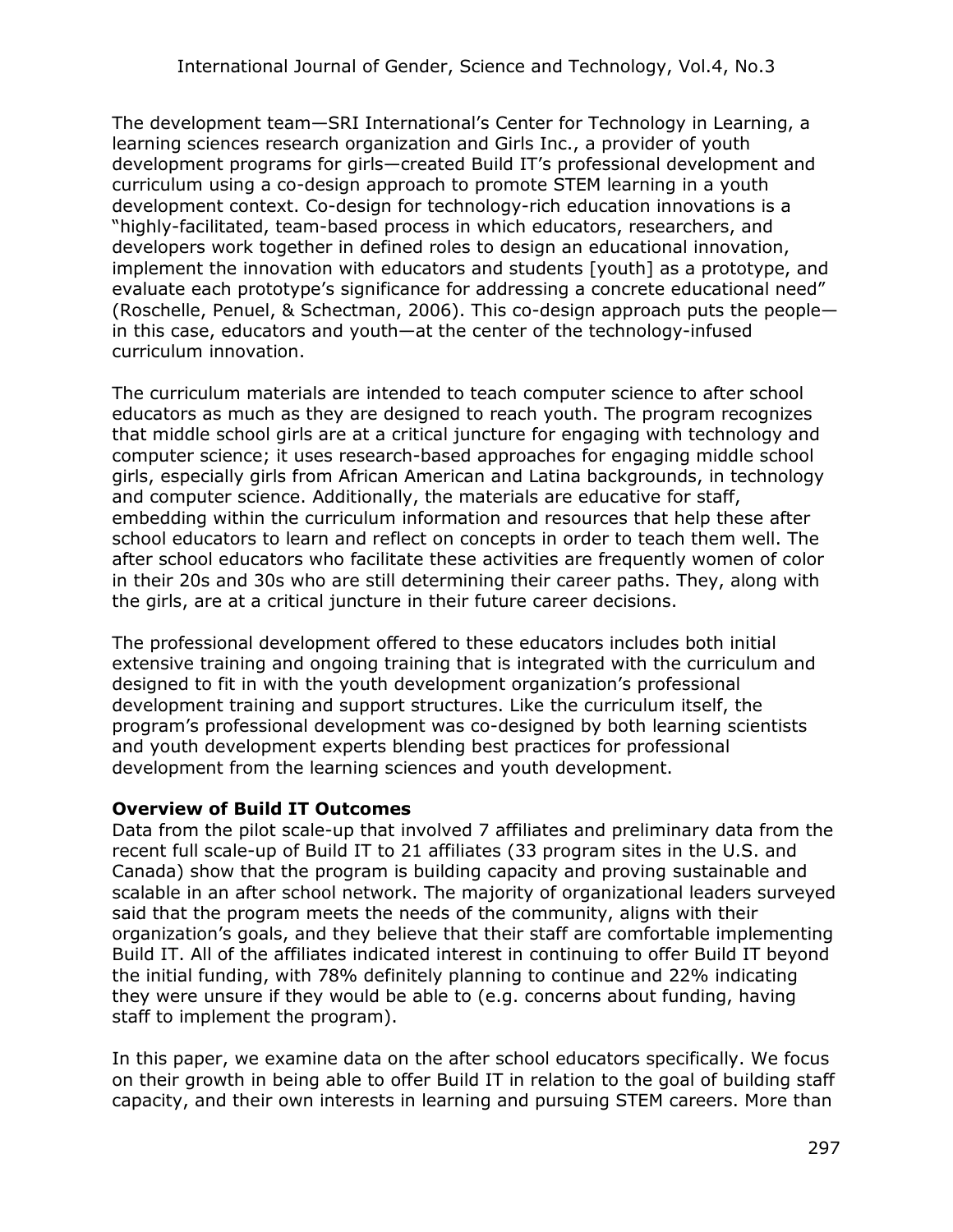The development team—SRI International's Center for Technology in Learning, a learning sciences research organization and Girls Inc., a provider of youth development programs for girls—created Build IT's professional development and curriculum using a co-design approach to promote STEM learning in a youth development context. Co-design for technology-rich education innovations is a "highly-facilitated, team-based process in which educators, researchers, and developers work together in defined roles to design an educational innovation, implement the innovation with educators and students [youth] as a prototype, and evaluate each prototype's significance for addressing a concrete educational need" (Roschelle, Penuel, & Schectman, 2006). This co-design approach puts the people—in this case, educators and youth—at the center of the technology-infused curriculum innovation.

The curriculum materials are intended to teach computer science to after school educators as much as they are designed to reach youth. The program recognizes that middle school girls are at a critical juncture for engaging with technology and computer science; it uses research-based approaches for engaging middle school girls, especially girls from African American and Latina backgrounds, in technology and computer science. Additionally, the materials are educative for staff, embedding within the curriculum information and resources that help these after school educators to learn and reflect on concepts in order to teach them well. The after school educators who facilitate these activities are frequently women of color in their 20s and 30s who are still determining their career paths. They, along with the girls, are at a critical juncture in their future career decisions.

The professional development offered to these educators includes both initial extensive training and ongoing training that is integrated with the curriculum and designed to fit in with the youth development organization's professional development training and support structures. Like the curriculum itself, the program's professional development was co-designed by both learning scientists and youth development experts blending best practices for professional development from the learning sciences and youth development.

**Overview of Build IT Outcomes**

Data from the pilot scale-up that involved 7 affiliates and preliminary data from the recent full scale-up of Build IT to 21 affiliates (33 program sites in the U.S. and Canada) show that the program is building capacity and proving sustainable and scalable in an after school network. The majority of organizational leaders surveyed said that the program meets the needs of the community, aligns with their organization's goals, and they believe that their staff are comfortable implementing Build IT. All of the affiliates indicated interest in continuing to offer Build IT beyond the initial funding, with 78% definitely planning to continue and 22% indicating they were unsure if they would be able to (e.g. concerns about funding, having staff to implement the program).

In this paper, we examine data on the after school educators specifically. We focus on their growth in being able to offer Build IT in relation to the goal of building staff capacity, and their own interests in learning and pursuing STEM careers. More than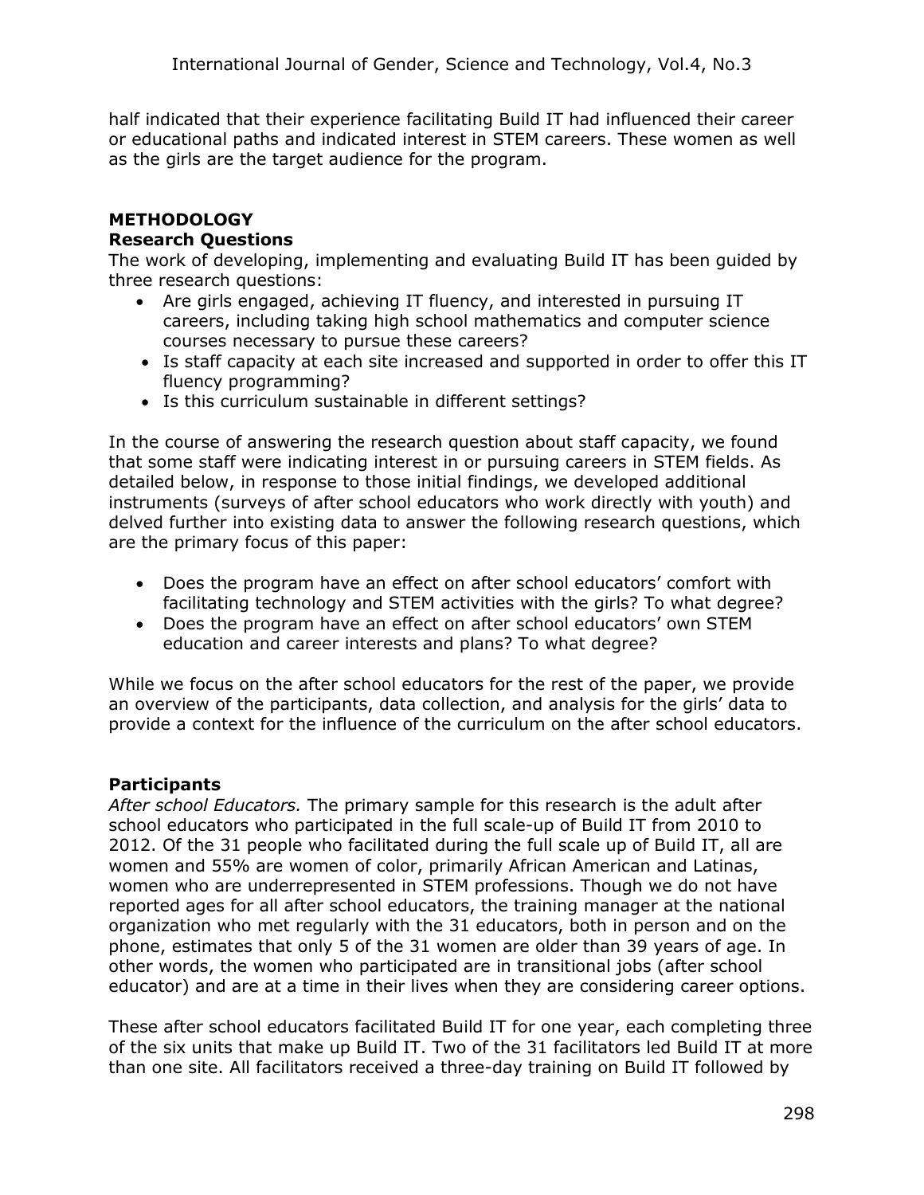half indicated that their experience facilitating Build IT had influenced their career or educational paths and indicated interest in STEM careers. These women as well as the girls are the target audience for the program.

## METHODOLOGY

### Research Questions

The work of developing, implementing and evaluating Build IT has been guided by three research questions:

- Are girls engaged, achieving IT fluency, and interested in pursuing IT careers, including taking high school mathematics and computer science courses necessary to pursue these careers?
- Is staff capacity at each site increased and supported in order to offer this IT fluency programming?
- Is this curriculum sustainable in different settings?

In the course of answering the research question about staff capacity, we found that some staff were indicating interest in or pursuing careers in STEM fields. As detailed below, in response to those initial findings, we developed additional instruments (surveys of after school educators who work directly with youth) and delved further into existing data to answer the following research questions, which are the primary focus of this paper:

- Does the program have an effect on after school educators' comfort with facilitating technology and STEM activities with the girls? To what degree?
- Does the program have an effect on after school educators' own STEM education and career interests and plans? To what degree?

While we focus on the after school educators for the rest of the paper, we provide an overview of the participants, data collection, and analysis for the girls' data to provide a context for the influence of the curriculum on the after school educators.

### Participants

*After school Educators.* The primary sample for this research is the adult after school educators who participated in the full scale-up of Build IT from 2010 to 2012. Of the 31 people who facilitated during the full scale up of Build IT, all are women and 55% are women of color, primarily African American and Latinas, women who are underrepresented in STEM professions. Though we do not have reported ages for all after school educators, the training manager at the national organization who met regularly with the 31 educators, both in person and on the phone, estimates that only 5 of the 31 women are older than 39 years of age. In other words, the women who participated are in transitional jobs (after school educator) and are at a time in their lives when they are considering career options.

These after school educators facilitated Build IT for one year, each completing three of the six units that make up Build IT. Two of the 31 facilitators led Build IT at more than one site. All facilitators received a three-day training on Build IT followed by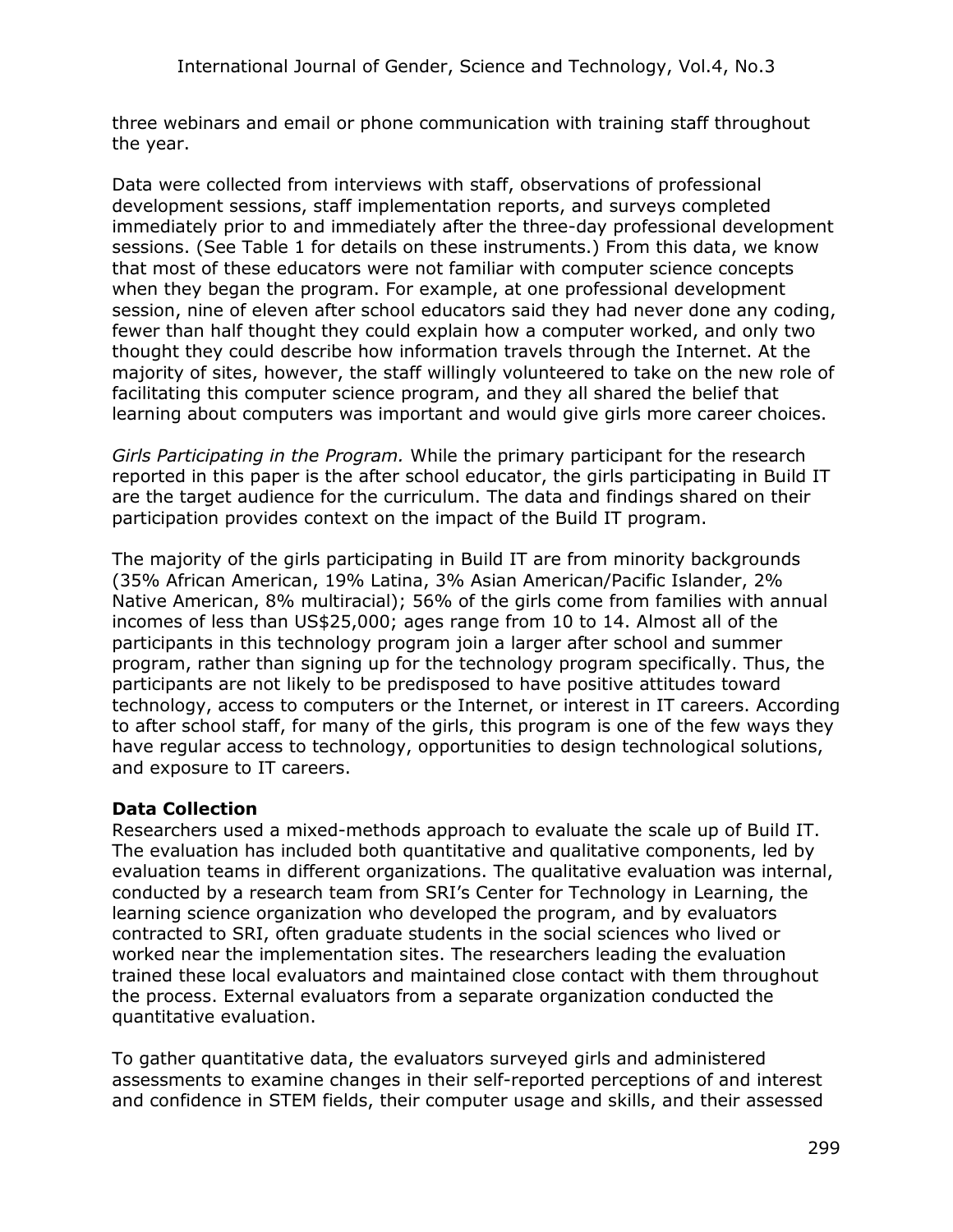three webinars and email or phone communication with training staff throughout the year.

Data were collected from interviews with staff, observations of professional development sessions, staff implementation reports, and surveys completed immediately prior to and immediately after the three-day professional development sessions. (See Table 1 for details on these instruments.) From this data, we know that most of these educators were not familiar with computer science concepts when they began the program. For example, at one professional development session, nine of eleven after school educators said they had never done any coding, fewer than half thought they could explain how a computer worked, and only two thought they could describe how information travels through the Internet. At the majority of sites, however, the staff willingly volunteered to take on the new role of facilitating this computer science program, and they all shared the belief that learning about computers was important and would give girls more career choices.

*Girls Participating in the Program.* While the primary participant for the research reported in this paper is the after school educator, the girls participating in Build IT are the target audience for the curriculum. The data and findings shared on their participation provides context on the impact of the Build IT program.

The majority of the girls participating in Build IT are from minority backgrounds (35% African American, 19% Latina, 3% Asian American/Pacific Islander, 2% Native American, 8% multiracial); 56% of the girls come from families with annual incomes of less than US$25,000; ages range from 10 to 14. Almost all of the participants in this technology program join a larger after school and summer program, rather than signing up for the technology program specifically. Thus, the participants are not likely to be predisposed to have positive attitudes toward technology, access to computers or the Internet, or interest in IT careers. According to after school staff, for many of the girls, this program is one of the few ways they have regular access to technology, opportunities to design technological solutions, and exposure to IT careers.

**Data Collection**

Researchers used a mixed-methods approach to evaluate the scale up of Build IT. The evaluation has included both quantitative and qualitative components, led by evaluation teams in different organizations. The qualitative evaluation was internal, conducted by a research team from SRI's Center for Technology in Learning, the learning science organization who developed the program, and by evaluators contracted to SRI, often graduate students in the social sciences who lived or worked near the implementation sites. The researchers leading the evaluation trained these local evaluators and maintained close contact with them throughout the process. External evaluators from a separate organization conducted the quantitative evaluation.

To gather quantitative data, the evaluators surveyed girls and administered assessments to examine changes in their self-reported perceptions of and interest and confidence in STEM fields, their computer usage and skills, and their assessed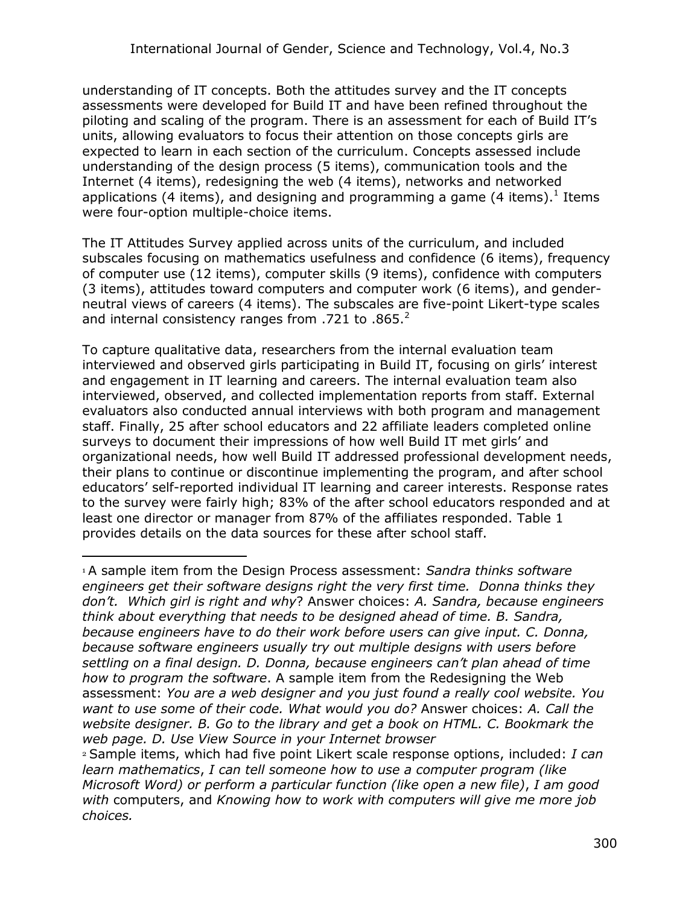understanding of IT concepts. Both the attitudes survey and the IT concepts assessments were developed for Build IT and have been refined throughout the piloting and scaling of the program. There is an assessment for each of Build IT's units, allowing evaluators to focus their attention on those concepts girls are expected to learn in each section of the curriculum. Concepts assessed include understanding of the design process (5 items), communication tools and the Internet (4 items), redesigning the web (4 items), networks and networked applications (4 items), and designing and programming a game (4 items).[1] Items were four-option multiple-choice items.

The IT Attitudes Survey applied across units of the curriculum, and included subscales focusing on mathematics usefulness and confidence (6 items), frequency of computer use (12 items), computer skills (9 items), confidence with computers (3 items), attitudes toward computers and computer work (6 items), and gender-neutral views of careers (4 items). The subscales are five-point Likert-type scales and internal consistency ranges from .721 to .865.[2]

To capture qualitative data, researchers from the internal evaluation team interviewed and observed girls participating in Build IT, focusing on girls' interest and engagement in IT learning and careers. The internal evaluation team also interviewed, observed, and collected implementation reports from staff. External evaluators also conducted annual interviews with both program and management staff. Finally, 25 after school educators and 22 affiliate leaders completed online surveys to document their impressions of how well Build IT met girls' and organizational needs, how well Build IT addressed professional development needs, their plans to continue or discontinue implementing the program, and after school educators' self-reported individual IT learning and career interests. Response rates to the survey were fairly high; 83% of the after school educators responded and at least one director or manager from 87% of the affiliates responded. Table 1 provides details on the data sources for these after school staff.

---

[1] A sample item from the Design Process assessment: *Sandra thinks software engineers get their software designs right the very first time. Donna thinks they don't. Which girl is right and why*? Answer choices: *A. Sandra, because engineers think about everything that needs to be designed ahead of time. B. Sandra, because engineers have to do their work before users can give input. C. Donna, because software engineers usually try out multiple designs with users before settling on a final design. D. Donna, because engineers can't plan ahead of time how to program the software*. A sample item from the Redesigning the Web assessment: *You are a web designer and you just found a really cool website. You want to use some of their code. What would you do?* Answer choices: *A. Call the website designer. B. Go to the library and get a book on HTML. C. Bookmark the web page. D. Use View Source in your Internet browser*

[2] Sample items, which had five point Likert scale response options, included: *I can learn mathematics*, *I can tell someone how to use a computer program (like Microsoft Word) or perform a particular function (like open a new file)*, *I am good with* computers, and *Knowing how to work with computers will give me more job choices.*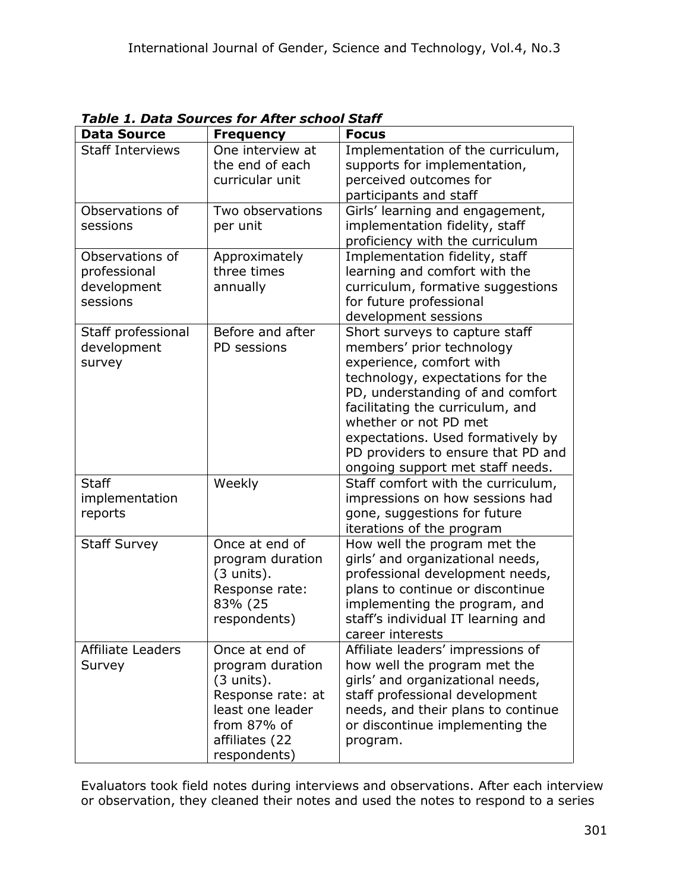***Table 1. Data Sources for After school Staff***

| Data Source | Frequency | Focus |
|---|---|---|
| Staff Interviews | One interview at the end of each curricular unit | Implementation of the curriculum, supports for implementation, perceived outcomes for participants and staff |
| Observations of sessions | Two observations per unit | Girls' learning and engagement, implementation fidelity, staff proficiency with the curriculum |
| Observations of professional development sessions | Approximately three times annually | Implementation fidelity, staff learning and comfort with the curriculum, formative suggestions for future professional development sessions |
| Staff professional development survey | Before and after PD sessions | Short surveys to capture staff members' prior technology experience, comfort with technology, expectations for the PD, understanding of and comfort facilitating the curriculum, and whether or not PD met expectations. Used formatively by PD providers to ensure that PD and ongoing support met staff needs. |
| Staff implementation reports | Weekly | Staff comfort with the curriculum, impressions on how sessions had gone, suggestions for future iterations of the program |
| Staff Survey | Once at end of program duration (3 units). Response rate: 83% (25 respondents) | How well the program met the girls' and organizational needs, professional development needs, plans to continue or discontinue implementing the program, and staff's individual IT learning and career interests |
| Affiliate Leaders Survey | Once at end of program duration (3 units). Response rate: at least one leader from 87% of affiliates (22 respondents) | Affiliate leaders' impressions of how well the program met the girls' and organizational needs, staff professional development needs, and their plans to continue or discontinue implementing the program. |

Evaluators took field notes during interviews and observations. After each interview or observation, they cleaned their notes and used the notes to respond to a series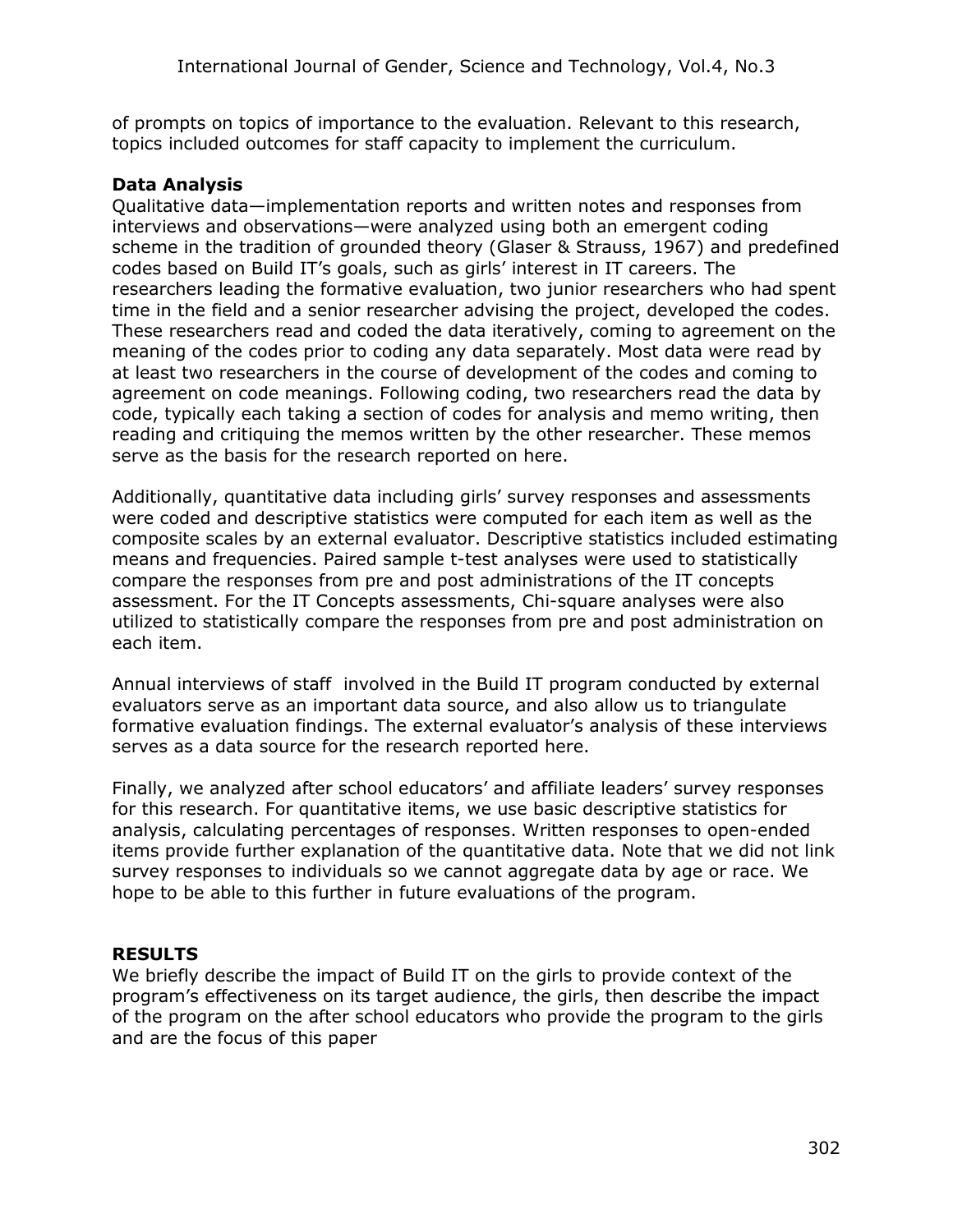of prompts on topics of importance to the evaluation. Relevant to this research, topics included outcomes for staff capacity to implement the curriculum.

### Data Analysis

Qualitative data—implementation reports and written notes and responses from interviews and observations—were analyzed using both an emergent coding scheme in the tradition of grounded theory (Glaser & Strauss, 1967) and predefined codes based on Build IT's goals, such as girls' interest in IT careers. The researchers leading the formative evaluation, two junior researchers who had spent time in the field and a senior researcher advising the project, developed the codes. These researchers read and coded the data iteratively, coming to agreement on the meaning of the codes prior to coding any data separately. Most data were read by at least two researchers in the course of development of the codes and coming to agreement on code meanings. Following coding, two researchers read the data by code, typically each taking a section of codes for analysis and memo writing, then reading and critiquing the memos written by the other researcher. These memos serve as the basis for the research reported on here.

Additionally, quantitative data including girls' survey responses and assessments were coded and descriptive statistics were computed for each item as well as the composite scales by an external evaluator. Descriptive statistics included estimating means and frequencies. Paired sample t-test analyses were used to statistically compare the responses from pre and post administrations of the IT concepts assessment. For the IT Concepts assessments, Chi-square analyses were also utilized to statistically compare the responses from pre and post administration on each item.

Annual interviews of staff involved in the Build IT program conducted by external evaluators serve as an important data source, and also allow us to triangulate formative evaluation findings. The external evaluator's analysis of these interviews serves as a data source for the research reported here.

Finally, we analyzed after school educators' and affiliate leaders' survey responses for this research. For quantitative items, we use basic descriptive statistics for analysis, calculating percentages of responses. Written responses to open-ended items provide further explanation of the quantitative data. Note that we did not link survey responses to individuals so we cannot aggregate data by age or race. We hope to be able to this further in future evaluations of the program.

## RESULTS

We briefly describe the impact of Build IT on the girls to provide context of the program's effectiveness on its target audience, the girls, then describe the impact of the program on the after school educators who provide the program to the girls and are the focus of this paper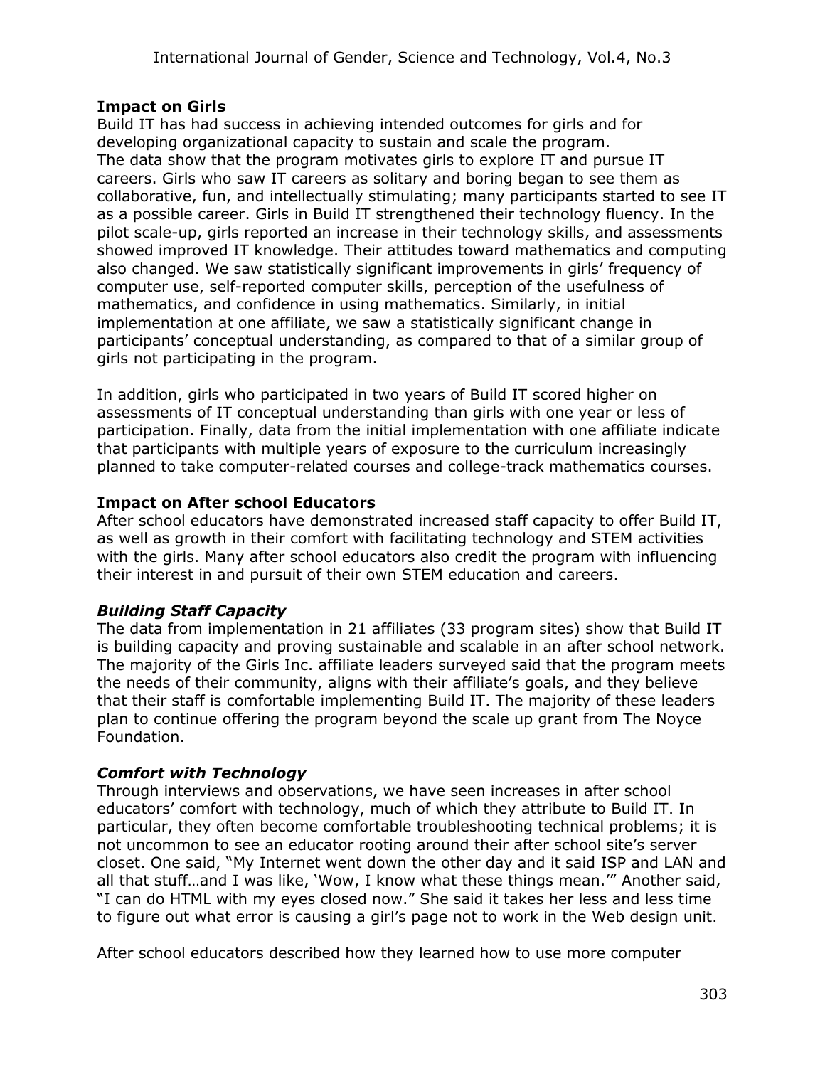### Impact on Girls

Build IT has had success in achieving intended outcomes for girls and for developing organizational capacity to sustain and scale the program.
The data show that the program motivates girls to explore IT and pursue IT careers. Girls who saw IT careers as solitary and boring began to see them as collaborative, fun, and intellectually stimulating; many participants started to see IT as a possible career. Girls in Build IT strengthened their technology fluency. In the pilot scale-up, girls reported an increase in their technology skills, and assessments showed improved IT knowledge. Their attitudes toward mathematics and computing also changed. We saw statistically significant improvements in girls' frequency of computer use, self-reported computer skills, perception of the usefulness of mathematics, and confidence in using mathematics. Similarly, in initial implementation at one affiliate, we saw a statistically significant change in participants' conceptual understanding, as compared to that of a similar group of girls not participating in the program.

In addition, girls who participated in two years of Build IT scored higher on assessments of IT conceptual understanding than girls with one year or less of participation. Finally, data from the initial implementation with one affiliate indicate that participants with multiple years of exposure to the curriculum increasingly planned to take computer-related courses and college-track mathematics courses.

### Impact on After school Educators

After school educators have demonstrated increased staff capacity to offer Build IT, as well as growth in their comfort with facilitating technology and STEM activities with the girls. Many after school educators also credit the program with influencing their interest in and pursuit of their own STEM education and careers.

#### *Building Staff Capacity*

The data from implementation in 21 affiliates (33 program sites) show that Build IT is building capacity and proving sustainable and scalable in an after school network. The majority of the Girls Inc. affiliate leaders surveyed said that the program meets the needs of their community, aligns with their affiliate's goals, and they believe that their staff is comfortable implementing Build IT. The majority of these leaders plan to continue offering the program beyond the scale up grant from The Noyce Foundation.

#### *Comfort with Technology*

Through interviews and observations, we have seen increases in after school educators' comfort with technology, much of which they attribute to Build IT. In particular, they often become comfortable troubleshooting technical problems; it is not uncommon to see an educator rooting around their after school site's server closet. One said, "My Internet went down the other day and it said ISP and LAN and all that stuff…and I was like, 'Wow, I know what these things mean.'" Another said, "I can do HTML with my eyes closed now." She said it takes her less and less time to figure out what error is causing a girl's page not to work in the Web design unit.

After school educators described how they learned how to use more computer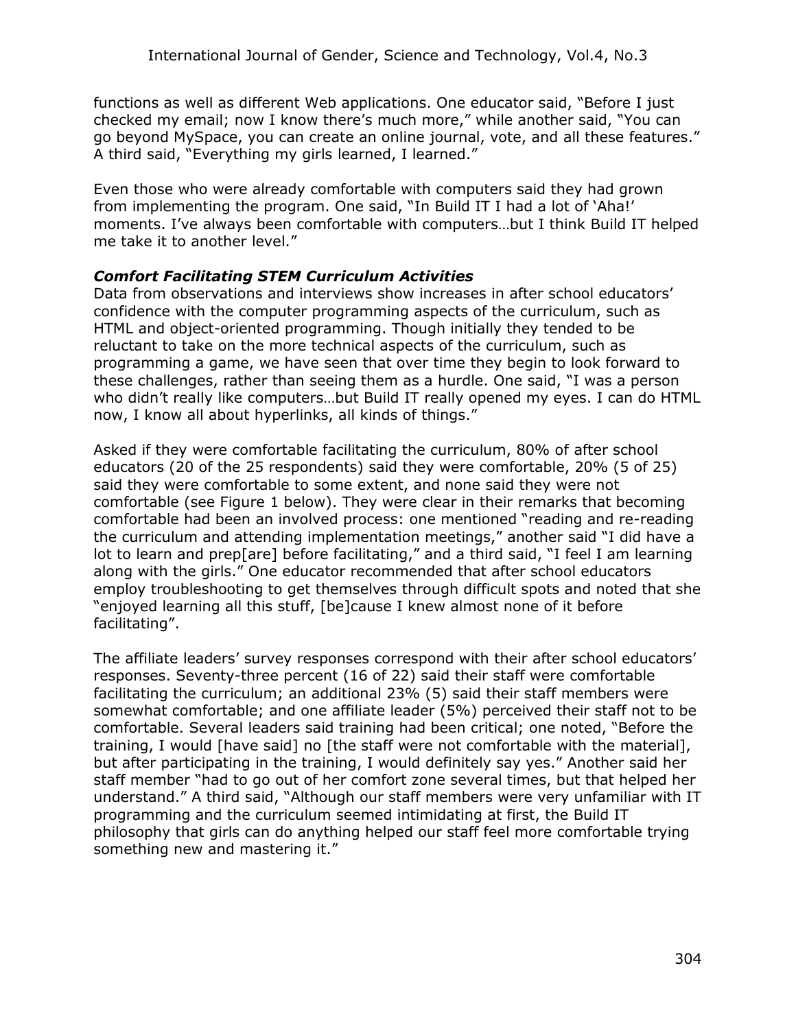functions as well as different Web applications. One educator said, "Before I just checked my email; now I know there's much more," while another said, "You can go beyond MySpace, you can create an online journal, vote, and all these features." A third said, "Everything my girls learned, I learned."

Even those who were already comfortable with computers said they had grown from implementing the program. One said, "In Build IT I had a lot of 'Aha!' moments. I've always been comfortable with computers…but I think Build IT helped me take it to another level."

### *Comfort Facilitating STEM Curriculum Activities*

Data from observations and interviews show increases in after school educators' confidence with the computer programming aspects of the curriculum, such as HTML and object-oriented programming. Though initially they tended to be reluctant to take on the more technical aspects of the curriculum, such as programming a game, we have seen that over time they begin to look forward to these challenges, rather than seeing them as a hurdle. One said, "I was a person who didn't really like computers…but Build IT really opened my eyes. I can do HTML now, I know all about hyperlinks, all kinds of things."

Asked if they were comfortable facilitating the curriculum, 80% of after school educators (20 of the 25 respondents) said they were comfortable, 20% (5 of 25) said they were comfortable to some extent, and none said they were not comfortable (see Figure 1 below). They were clear in their remarks that becoming comfortable had been an involved process: one mentioned "reading and re-reading the curriculum and attending implementation meetings," another said "I did have a lot to learn and prep[are] before facilitating," and a third said, "I feel I am learning along with the girls." One educator recommended that after school educators employ troubleshooting to get themselves through difficult spots and noted that she "enjoyed learning all this stuff, [be]cause I knew almost none of it before facilitating".

The affiliate leaders' survey responses correspond with their after school educators' responses. Seventy-three percent (16 of 22) said their staff were comfortable facilitating the curriculum; an additional 23% (5) said their staff members were somewhat comfortable; and one affiliate leader (5%) perceived their staff not to be comfortable. Several leaders said training had been critical; one noted, "Before the training, I would [have said] no [the staff were not comfortable with the material], but after participating in the training, I would definitely say yes." Another said her staff member "had to go out of her comfort zone several times, but that helped her understand." A third said, "Although our staff members were very unfamiliar with IT programming and the curriculum seemed intimidating at first, the Build IT philosophy that girls can do anything helped our staff feel more comfortable trying something new and mastering it."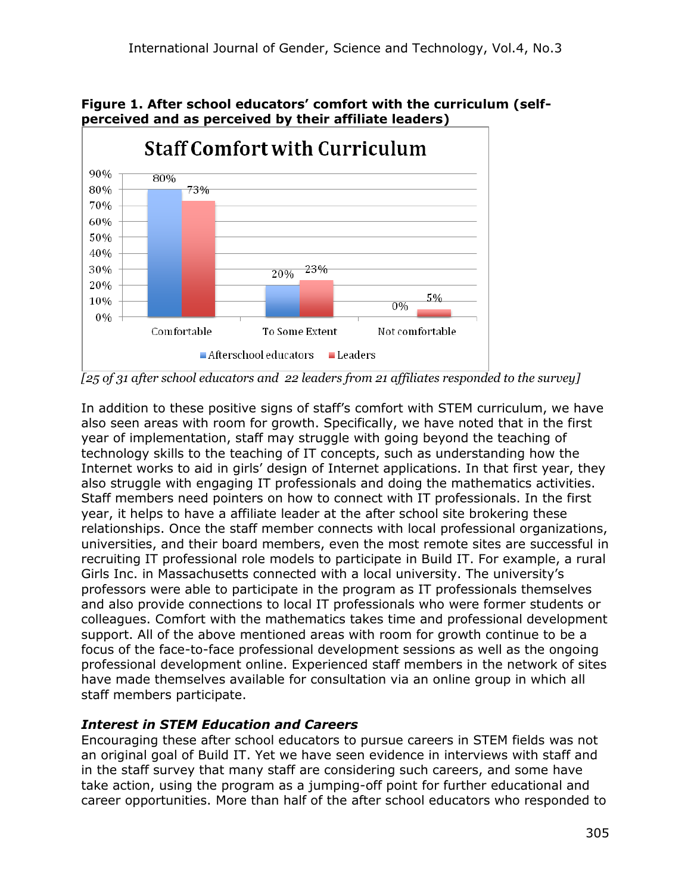**Figure 1. After school educators' comfort with the curriculum (self-perceived and as perceived by their affiliate leaders)**

| Staff Comfort with Curriculum | Afterschool educators | Leaders |
|---|---|---|
| Comfortable | 80% | 73% |
| To Some Extent | 20% | 23% |
| Not comfortable | 0% | 5% |

*[25 of 31 after school educators and 22 leaders from 21 affiliates responded to the survey]*

In addition to these positive signs of staff's comfort with STEM curriculum, we have also seen areas with room for growth. Specifically, we have noted that in the first year of implementation, staff may struggle with going beyond the teaching of technology skills to the teaching of IT concepts, such as understanding how the Internet works to aid in girls' design of Internet applications. In that first year, they also struggle with engaging IT professionals and doing the mathematics activities. Staff members need pointers on how to connect with IT professionals. In the first year, it helps to have a affiliate leader at the after school site brokering these relationships. Once the staff member connects with local professional organizations, universities, and their board members, even the most remote sites are successful in recruiting IT professional role models to participate in Build IT. For example, a rural Girls Inc. in Massachusetts connected with a local university. The university's professors were able to participate in the program as IT professionals themselves and also provide connections to local IT professionals who were former students or colleagues. Comfort with the mathematics takes time and professional development support. All of the above mentioned areas with room for growth continue to be a focus of the face-to-face professional development sessions as well as the ongoing professional development online. Experienced staff members in the network of sites have made themselves available for consultation via an online group in which all staff members participate.

### *Interest in STEM Education and Careers*

Encouraging these after school educators to pursue careers in STEM fields was not an original goal of Build IT. Yet we have seen evidence in interviews with staff and in the staff survey that many staff are considering such careers, and some have take action, using the program as a jumping-off point for further educational and career opportunities. More than half of the after school educators who responded to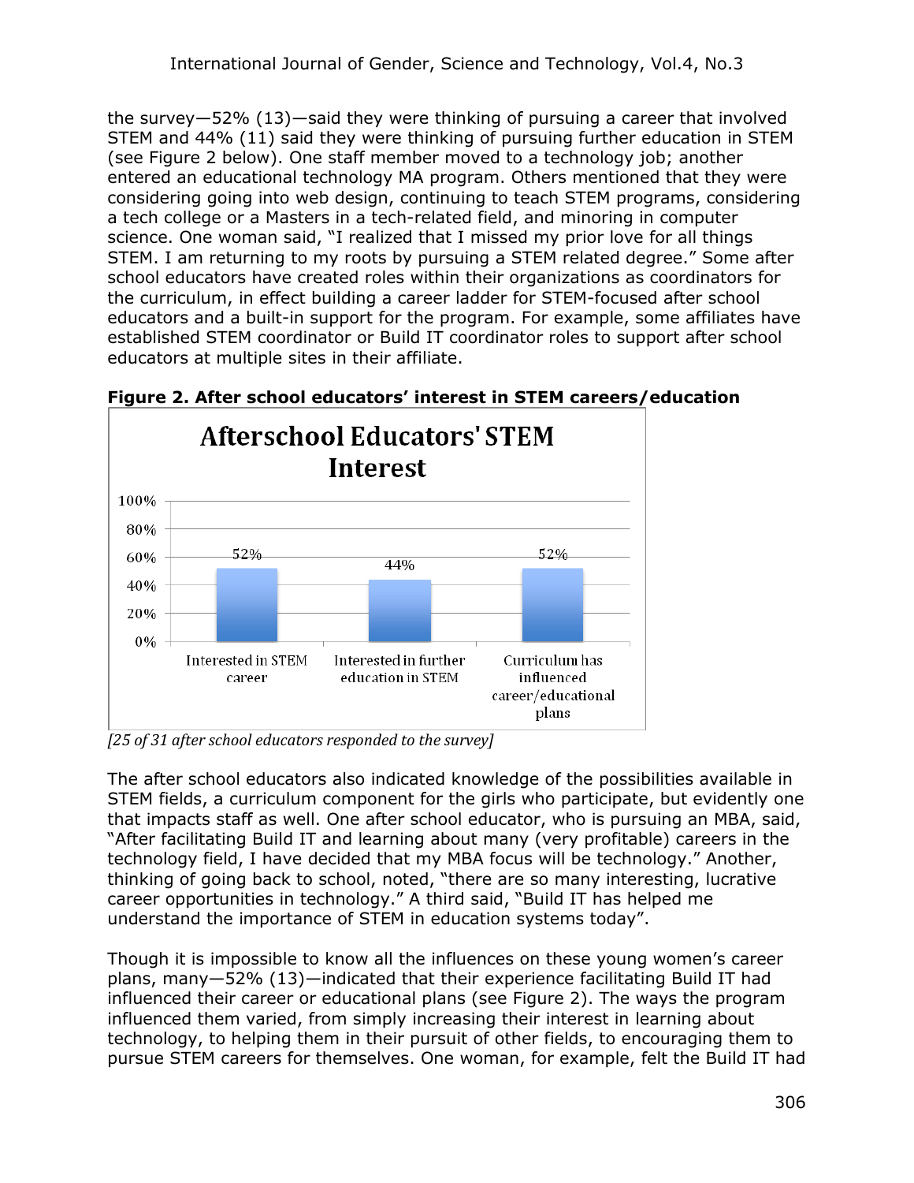the survey—52% (13)—said they were thinking of pursuing a career that involved STEM and 44% (11) said they were thinking of pursuing further education in STEM (see Figure 2 below). One staff member moved to a technology job; another entered an educational technology MA program. Others mentioned that they were considering going into web design, continuing to teach STEM programs, considering a tech college or a Masters in a tech-related field, and minoring in computer science. One woman said, "I realized that I missed my prior love for all things STEM. I am returning to my roots by pursuing a STEM related degree." Some after school educators have created roles within their organizations as coordinators for the curriculum, in effect building a career ladder for STEM-focused after school educators and a built-in support for the program. For example, some affiliates have established STEM coordinator or Build IT coordinator roles to support after school educators at multiple sites in their affiliate.

**Figure 2. After school educators' interest in STEM careers/education**

Afterschool Educators' STEM Interest

| Interested in STEM career | Interested in further education in STEM | Curriculum has influenced career/educational plans |
|---|---|---|
| 52% | 44% | 52% |

*[25 of 31 after school educators responded to the survey]*

The after school educators also indicated knowledge of the possibilities available in STEM fields, a curriculum component for the girls who participate, but evidently one that impacts staff as well. One after school educator, who is pursuing an MBA, said, "After facilitating Build IT and learning about many (very profitable) careers in the technology field, I have decided that my MBA focus will be technology." Another, thinking of going back to school, noted, "there are so many interesting, lucrative career opportunities in technology." A third said, "Build IT has helped me understand the importance of STEM in education systems today".

Though it is impossible to know all the influences on these young women's career plans, many—52% (13)—indicated that their experience facilitating Build IT had influenced their career or educational plans (see Figure 2). The ways the program influenced them varied, from simply increasing their interest in learning about technology, to helping them in their pursuit of other fields, to encouraging them to pursue STEM careers for themselves. One woman, for example, felt the Build IT had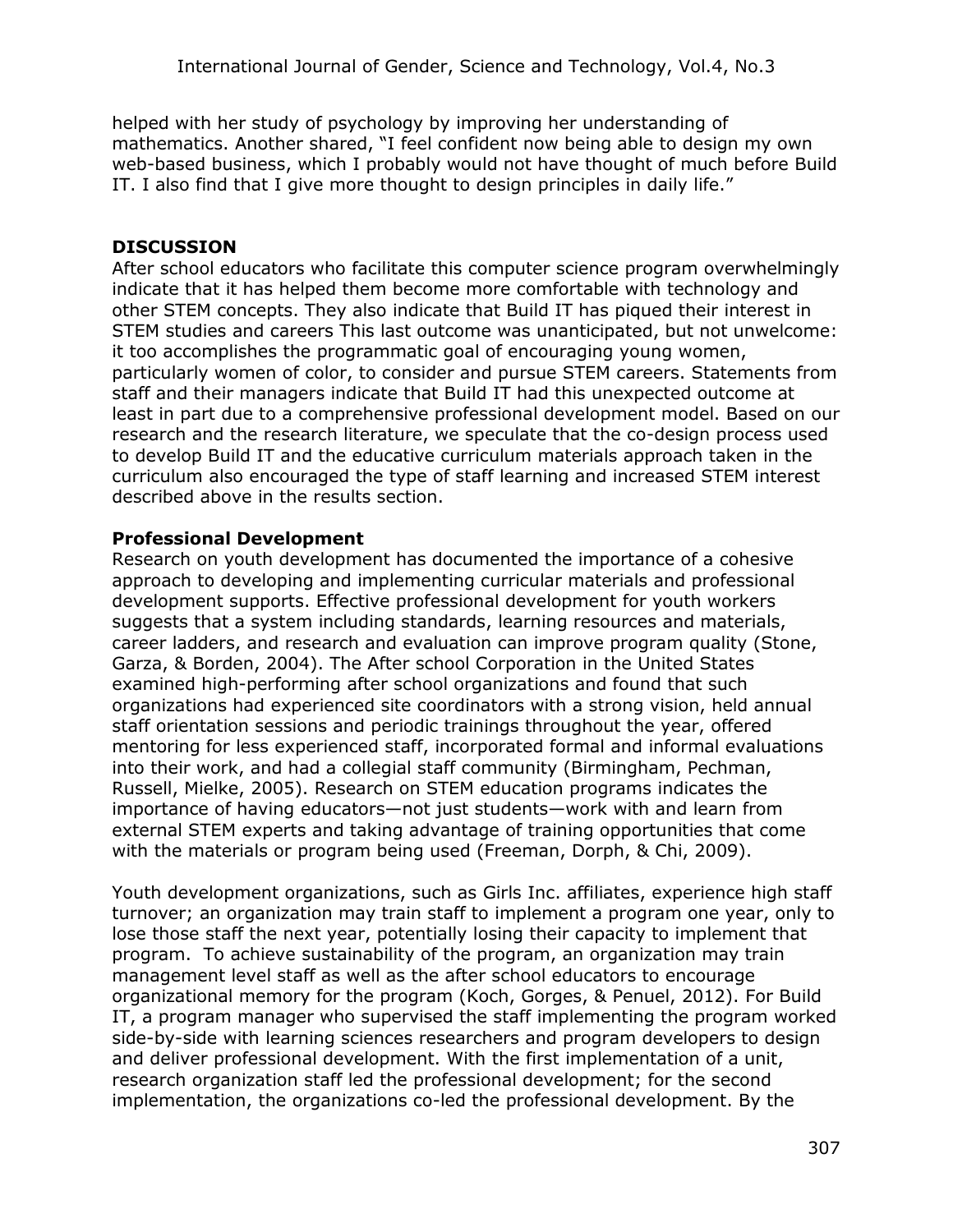helped with her study of psychology by improving her understanding of mathematics. Another shared, "I feel confident now being able to design my own web-based business, which I probably would not have thought of much before Build IT. I also find that I give more thought to design principles in daily life."

## DISCUSSION

After school educators who facilitate this computer science program overwhelmingly indicate that it has helped them become more comfortable with technology and other STEM concepts. They also indicate that Build IT has piqued their interest in STEM studies and careers This last outcome was unanticipated, but not unwelcome: it too accomplishes the programmatic goal of encouraging young women, particularly women of color, to consider and pursue STEM careers. Statements from staff and their managers indicate that Build IT had this unexpected outcome at least in part due to a comprehensive professional development model. Based on our research and the research literature, we speculate that the co-design process used to develop Build IT and the educative curriculum materials approach taken in the curriculum also encouraged the type of staff learning and increased STEM interest described above in the results section.

### Professional Development

Research on youth development has documented the importance of a cohesive approach to developing and implementing curricular materials and professional development supports. Effective professional development for youth workers suggests that a system including standards, learning resources and materials, career ladders, and research and evaluation can improve program quality (Stone, Garza, & Borden, 2004). The After school Corporation in the United States examined high-performing after school organizations and found that such organizations had experienced site coordinators with a strong vision, held annual staff orientation sessions and periodic trainings throughout the year, offered mentoring for less experienced staff, incorporated formal and informal evaluations into their work, and had a collegial staff community (Birmingham, Pechman, Russell, Mielke, 2005). Research on STEM education programs indicates the importance of having educators—not just students—work with and learn from external STEM experts and taking advantage of training opportunities that come with the materials or program being used (Freeman, Dorph, & Chi, 2009).

Youth development organizations, such as Girls Inc. affiliates, experience high staff turnover; an organization may train staff to implement a program one year, only to lose those staff the next year, potentially losing their capacity to implement that program. To achieve sustainability of the program, an organization may train management level staff as well as the after school educators to encourage organizational memory for the program (Koch, Gorges, & Penuel, 2012). For Build IT, a program manager who supervised the staff implementing the program worked side-by-side with learning sciences researchers and program developers to design and deliver professional development. With the first implementation of a unit, research organization staff led the professional development; for the second implementation, the organizations co-led the professional development. By the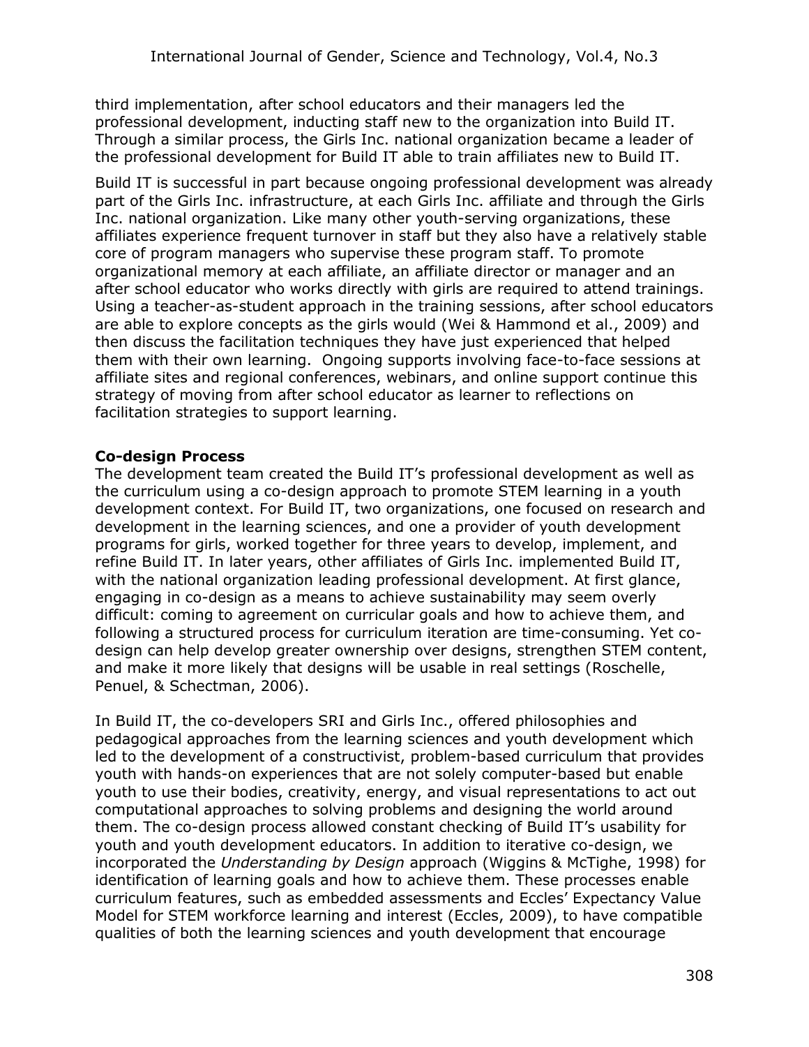third implementation, after school educators and their managers led the professional development, inducting staff new to the organization into Build IT. Through a similar process, the Girls Inc. national organization became a leader of the professional development for Build IT able to train affiliates new to Build IT.

Build IT is successful in part because ongoing professional development was already part of the Girls Inc. infrastructure, at each Girls Inc. affiliate and through the Girls Inc. national organization. Like many other youth-serving organizations, these affiliates experience frequent turnover in staff but they also have a relatively stable core of program managers who supervise these program staff. To promote organizational memory at each affiliate, an affiliate director or manager and an after school educator who works directly with girls are required to attend trainings. Using a teacher-as-student approach in the training sessions, after school educators are able to explore concepts as the girls would (Wei & Hammond et al., 2009) and then discuss the facilitation techniques they have just experienced that helped them with their own learning. Ongoing supports involving face-to-face sessions at affiliate sites and regional conferences, webinars, and online support continue this strategy of moving from after school educator as learner to reflections on facilitation strategies to support learning.

**Co-design Process**

The development team created the Build IT's professional development as well as the curriculum using a co-design approach to promote STEM learning in a youth development context. For Build IT, two organizations, one focused on research and development in the learning sciences, and one a provider of youth development programs for girls, worked together for three years to develop, implement, and refine Build IT. In later years, other affiliates of Girls Inc. implemented Build IT, with the national organization leading professional development. At first glance, engaging in co-design as a means to achieve sustainability may seem overly difficult: coming to agreement on curricular goals and how to achieve them, and following a structured process for curriculum iteration are time-consuming. Yet co-design can help develop greater ownership over designs, strengthen STEM content, and make it more likely that designs will be usable in real settings (Roschelle, Penuel, & Schectman, 2006).

In Build IT, the co-developers SRI and Girls Inc., offered philosophies and pedagogical approaches from the learning sciences and youth development which led to the development of a constructivist, problem-based curriculum that provides youth with hands-on experiences that are not solely computer-based but enable youth to use their bodies, creativity, energy, and visual representations to act out computational approaches to solving problems and designing the world around them. The co-design process allowed constant checking of Build IT's usability for youth and youth development educators. In addition to iterative co-design, we incorporated the *Understanding by Design* approach (Wiggins & McTighe, 1998) for identification of learning goals and how to achieve them. These processes enable curriculum features, such as embedded assessments and Eccles' Expectancy Value Model for STEM workforce learning and interest (Eccles, 2009), to have compatible qualities of both the learning sciences and youth development that encourage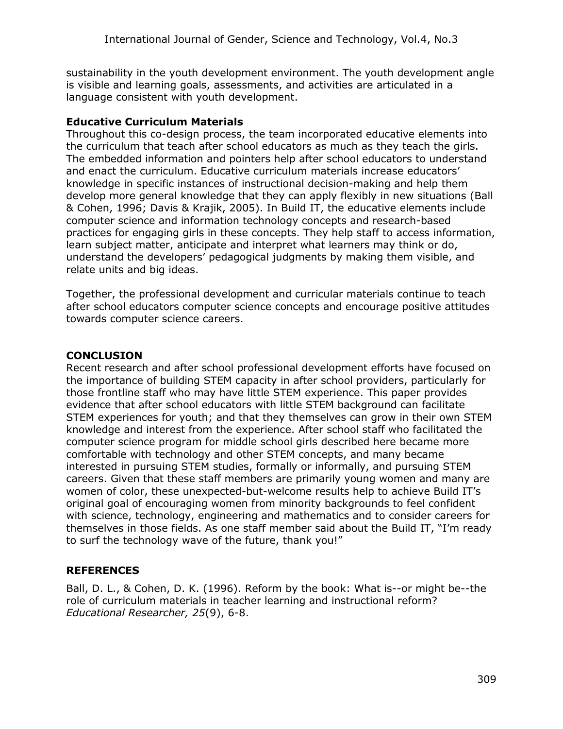sustainability in the youth development environment. The youth development angle is visible and learning goals, assessments, and activities are articulated in a language consistent with youth development.

**Educative Curriculum Materials**

Throughout this co-design process, the team incorporated educative elements into the curriculum that teach after school educators as much as they teach the girls. The embedded information and pointers help after school educators to understand and enact the curriculum. Educative curriculum materials increase educators' knowledge in specific instances of instructional decision-making and help them develop more general knowledge that they can apply flexibly in new situations (Ball & Cohen, 1996; Davis & Krajik, 2005). In Build IT, the educative elements include computer science and information technology concepts and research-based practices for engaging girls in these concepts. They help staff to access information, learn subject matter, anticipate and interpret what learners may think or do, understand the developers' pedagogical judgments by making them visible, and relate units and big ideas.

Together, the professional development and curricular materials continue to teach after school educators computer science concepts and encourage positive attitudes towards computer science careers.

## CONCLUSION

Recent research and after school professional development efforts have focused on the importance of building STEM capacity in after school providers, particularly for those frontline staff who may have little STEM experience. This paper provides evidence that after school educators with little STEM background can facilitate STEM experiences for youth; and that they themselves can grow in their own STEM knowledge and interest from the experience. After school staff who facilitated the computer science program for middle school girls described here became more comfortable with technology and other STEM concepts, and many became interested in pursuing STEM studies, formally or informally, and pursuing STEM careers. Given that these staff members are primarily young women and many are women of color, these unexpected-but-welcome results help to achieve Build IT's original goal of encouraging women from minority backgrounds to feel confident with science, technology, engineering and mathematics and to consider careers for themselves in those fields. As one staff member said about the Build IT, "I'm ready to surf the technology wave of the future, thank you!"

## REFERENCES

Ball, D. L., & Cohen, D. K. (1996). Reform by the book: What is--or might be--the role of curriculum materials in teacher learning and instructional reform? *Educational Researcher, 25*(9), 6-8.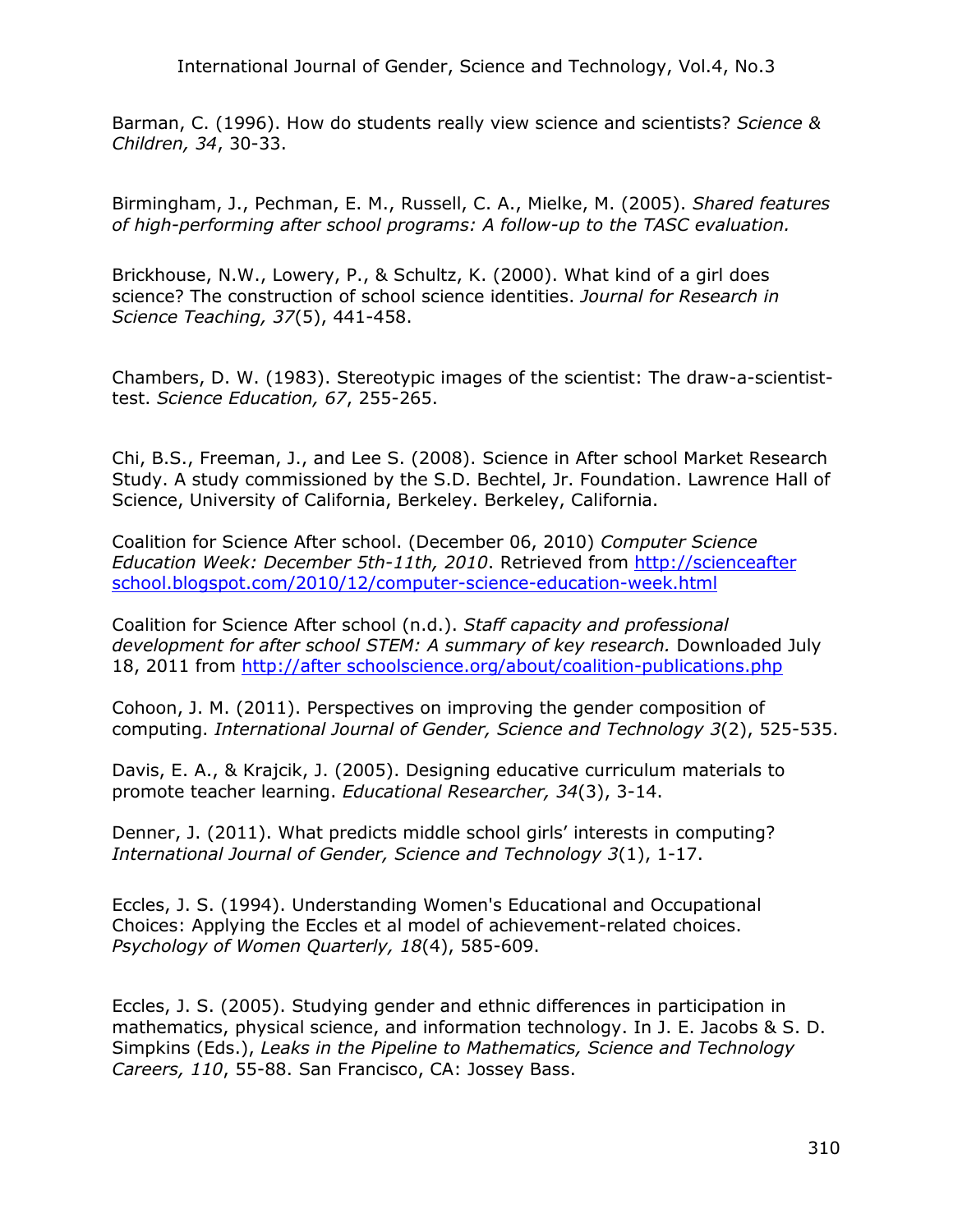Barman, C. (1996). How do students really view science and scientists? *Science & Children, 34*, 30-33.

Birmingham, J., Pechman, E. M., Russell, C. A., Mielke, M. (2005). *Shared features of high-performing after school programs: A follow-up to the TASC evaluation.*

Brickhouse, N.W., Lowery, P., & Schultz, K. (2000). What kind of a girl does science? The construction of school science identities. *Journal for Research in Science Teaching, 37*(5), 441-458.

Chambers, D. W. (1983). Stereotypic images of the scientist: The draw-a-scientist-test. *Science Education, 67*, 255-265.

Chi, B.S., Freeman, J., and Lee S. (2008). Science in After school Market Research Study. A study commissioned by the S.D. Bechtel, Jr. Foundation. Lawrence Hall of Science, University of California, Berkeley. Berkeley, California.

Coalition for Science After school. (December 06, 2010) *Computer Science Education Week: December 5th-11th, 2010*. Retrieved from [http://scienceafter school.blogspot.com/2010/12/computer-science-education-week.html](http://scienceafterschool.blogspot.com/2010/12/computer-science-education-week.html)

Coalition for Science After school (n.d.). *Staff capacity and professional development for after school STEM: A summary of key research.* Downloaded July 18, 2011 from [http://after schoolscience.org/about/coalition-publications.php](http://afterschoolscience.org/about/coalition-publications.php)

Cohoon, J. M. (2011). Perspectives on improving the gender composition of computing. *International Journal of Gender, Science and Technology 3*(2), 525-535.

Davis, E. A., & Krajcik, J. (2005). Designing educative curriculum materials to promote teacher learning. *Educational Researcher, 34*(3), 3-14.

Denner, J. (2011). What predicts middle school girls' interests in computing? *International Journal of Gender, Science and Technology 3*(1), 1-17.

Eccles, J. S. (1994). Understanding Women's Educational and Occupational Choices: Applying the Eccles et al model of achievement-related choices. *Psychology of Women Quarterly, 18*(4), 585-609.

Eccles, J. S. (2005). Studying gender and ethnic differences in participation in mathematics, physical science, and information technology. In J. E. Jacobs & S. D. Simpkins (Eds.), *Leaks in the Pipeline to Mathematics, Science and Technology Careers, 110*, 55-88. San Francisco, CA: Jossey Bass.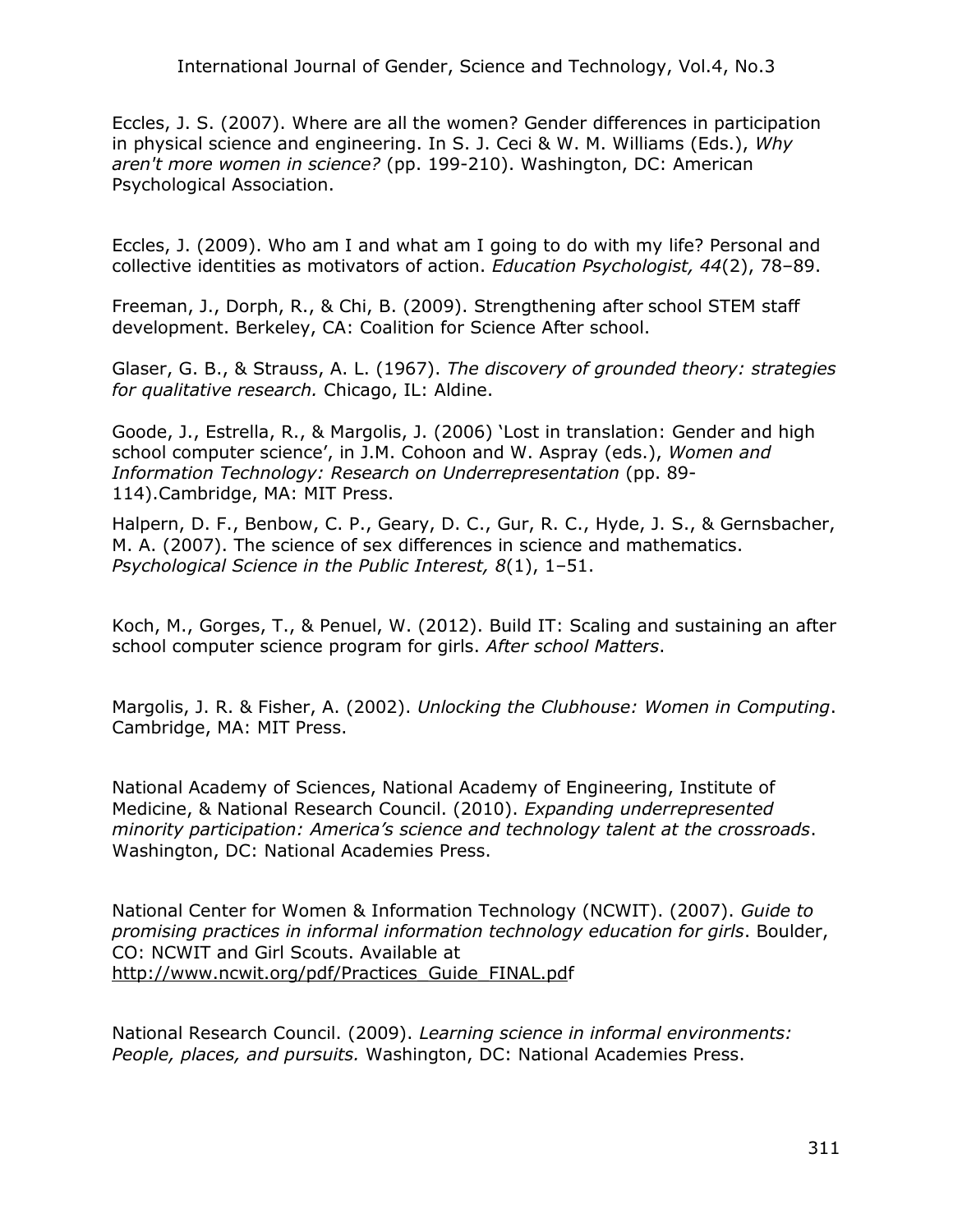Eccles, J. S. (2007). Where are all the women? Gender differences in participation in physical science and engineering. In S. J. Ceci & W. M. Williams (Eds.), *Why aren't more women in science?* (pp. 199-210). Washington, DC: American Psychological Association.

Eccles, J. (2009). Who am I and what am I going to do with my life? Personal and collective identities as motivators of action. *Education Psychologist, 44*(2), 78–89.

Freeman, J., Dorph, R., & Chi, B. (2009). Strengthening after school STEM staff development. Berkeley, CA: Coalition for Science After school.

Glaser, G. B., & Strauss, A. L. (1967). *The discovery of grounded theory: strategies for qualitative research.* Chicago, IL: Aldine.

Goode, J., Estrella, R., & Margolis, J. (2006) 'Lost in translation: Gender and high school computer science', in J.M. Cohoon and W. Aspray (eds.), *Women and Information Technology: Research on Underrepresentation* (pp. 89-114).Cambridge, MA: MIT Press.

Halpern, D. F., Benbow, C. P., Geary, D. C., Gur, R. C., Hyde, J. S., & Gernsbacher, M. A. (2007). The science of sex differences in science and mathematics. *Psychological Science in the Public Interest, 8*(1), 1–51.

Koch, M., Gorges, T., & Penuel, W. (2012). Build IT: Scaling and sustaining an after school computer science program for girls. *After school Matters*.

Margolis, J. R. & Fisher, A. (2002). *Unlocking the Clubhouse: Women in Computing*. Cambridge, MA: MIT Press.

National Academy of Sciences, National Academy of Engineering, Institute of Medicine, & National Research Council. (2010). *Expanding underrepresented minority participation: America's science and technology talent at the crossroads*. Washington, DC: National Academies Press.

National Center for Women & Information Technology (NCWIT). (2007). *Guide to promising practices in informal information technology education for girls*. Boulder, CO: NCWIT and Girl Scouts. Available at http://www.ncwit.org/pdf/Practices_Guide_FINAL.pdf

National Research Council. (2009). *Learning science in informal environments: People, places, and pursuits.* Washington, DC: National Academies Press.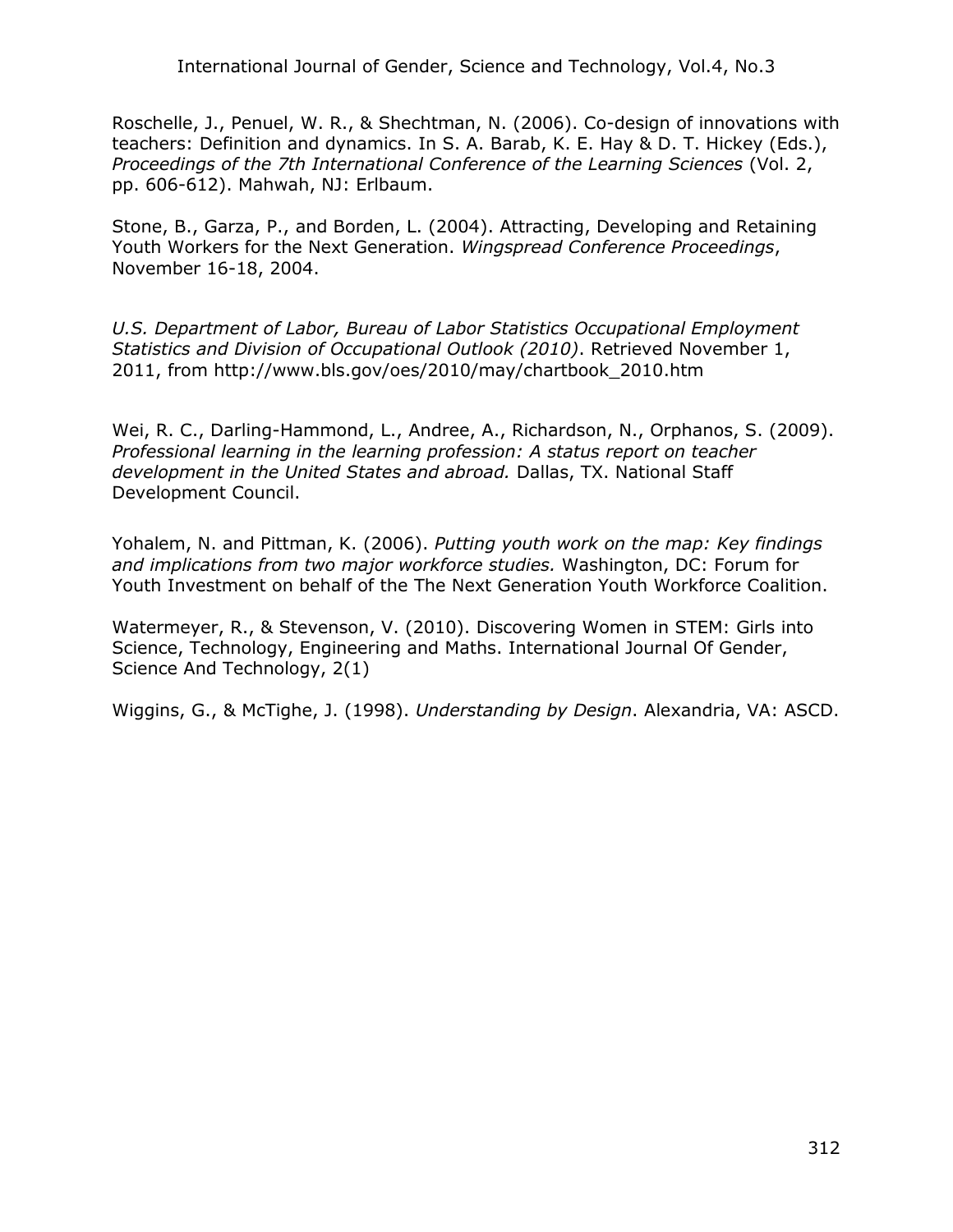Roschelle, J., Penuel, W. R., & Shechtman, N. (2006). Co-design of innovations with teachers: Definition and dynamics. In S. A. Barab, K. E. Hay & D. T. Hickey (Eds.), *Proceedings of the 7th International Conference of the Learning Sciences* (Vol. 2, pp. 606-612). Mahwah, NJ: Erlbaum.

Stone, B., Garza, P., and Borden, L. (2004). Attracting, Developing and Retaining Youth Workers for the Next Generation. *Wingspread Conference Proceedings*, November 16-18, 2004.

*U.S. Department of Labor, Bureau of Labor Statistics Occupational Employment Statistics and Division of Occupational Outlook (2010)*. Retrieved November 1, 2011, from http://www.bls.gov/oes/2010/may/chartbook_2010.htm

Wei, R. C., Darling-Hammond, L., Andree, A., Richardson, N., Orphanos, S. (2009). *Professional learning in the learning profession: A status report on teacher development in the United States and abroad.* Dallas, TX. National Staff Development Council.

Yohalem, N. and Pittman, K. (2006). *Putting youth work on the map: Key findings and implications from two major workforce studies.* Washington, DC: Forum for Youth Investment on behalf of the The Next Generation Youth Workforce Coalition.

Watermeyer, R., & Stevenson, V. (2010). Discovering Women in STEM: Girls into Science, Technology, Engineering and Maths. International Journal Of Gender, Science And Technology, 2(1)

Wiggins, G., & McTighe, J. (1998). *Understanding by Design*. Alexandria, VA: ASCD.